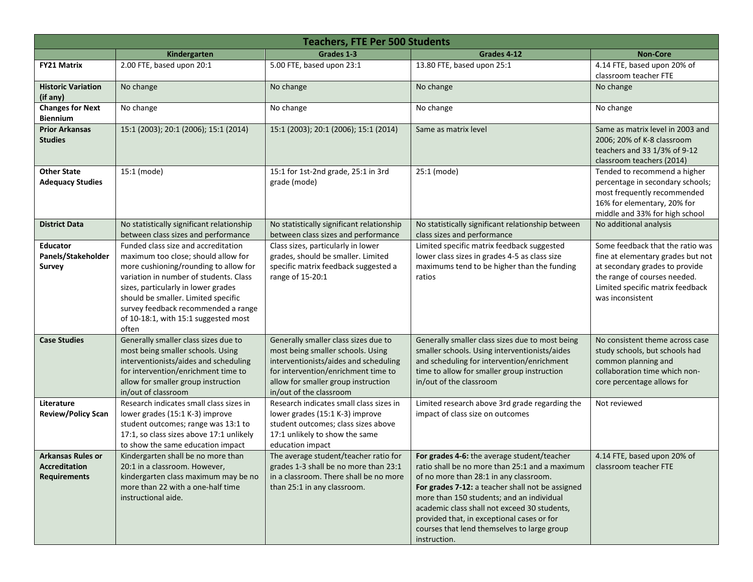## Teachers, FTE Per 500 Students

| | Kindergarten | Grades 1-3 | Grades 4-12 | Non-Core |
|---|---|---|---|---|
| **FY21 Matrix** | 2.00 FTE, based upon 20:1 | 5.00 FTE, based upon 23:1 | 13.80 FTE, based upon 25:1 | 4.14 FTE, based upon 20% of classroom teacher FTE |
| **Historic Variation (if any)** | No change | No change | No change | No change |
| **Changes for Next Biennium** | No change | No change | No change | No change |
| **Prior Arkansas Studies** | 15:1 (2003); 20:1 (2006); 15:1 (2014) | 15:1 (2003); 20:1 (2006); 15:1 (2014) | Same as matrix level | Same as matrix level in 2003 and 2006; 20% of K-8 classroom teachers and 33 1/3% of 9-12 classroom teachers (2014) |
| **Other State Adequacy Studies** | 15:1 (mode) | 15:1 for 1st-2nd grade, 25:1 in 3rd grade (mode) | 25:1 (mode) | Tended to recommend a higher percentage in secondary schools; most frequently recommended 16% for elementary, 20% for middle and 33% for high school |
| **District Data** | No statistically significant relationship between class sizes and performance | No statistically significant relationship between class sizes and performance | No statistically significant relationship between class sizes and performance | No additional analysis |
| **Educator Panels/Stakeholder Survey** | Funded class size and accreditation maximum too close; should allow for more cushioning/rounding to allow for variation in number of students. Class sizes, particularly in lower grades should be smaller. Limited specific survey feedback recommended a range of 10-18:1, with 15:1 suggested most often | Class sizes, particularly in lower grades, should be smaller. Limited specific matrix feedback suggested a range of 15-20:1 | Limited specific matrix feedback suggested lower class sizes in grades 4-5 as class size maximums tend to be higher than the funding ratios | Some feedback that the ratio was fine at elementary grades but not at secondary grades to provide the range of courses needed. Limited specific matrix feedback was inconsistent |
| **Case Studies** | Generally smaller class sizes due to most being smaller schools. Using interventionists/aides and scheduling for intervention/enrichment time to allow for smaller group instruction in/out of classroom | Generally smaller class sizes due to most being smaller schools. Using interventionists/aides and scheduling for intervention/enrichment time to allow for smaller group instruction in/out of the classroom | Generally smaller class sizes due to most being smaller schools. Using interventionists/aides and scheduling for intervention/enrichment time to allow for smaller group instruction in/out of the classroom | No consistent theme across case study schools, but schools had common planning and collaboration time which non-core percentage allows for |
| **Literature Review/Policy Scan** | Research indicates small class sizes in lower grades (15:1 K-3) improve student outcomes; range was 13:1 to 17:1, so class sizes above 17:1 unlikely to show the same education impact | Research indicates small class sizes in lower grades (15:1 K-3) improve student outcomes; class sizes above 17:1 unlikely to show the same education impact | Limited research above 3rd grade regarding the impact of class size on outcomes | Not reviewed |
| **Arkansas Rules or Accreditation Requirements** | Kindergarten shall be no more than 20:1 in a classroom. However, kindergarten class maximum may be no more than 22 with a one-half time instructional aide. | The average student/teacher ratio for grades 1-3 shall be no more than 23:1 in a classroom. There shall be no more than 25:1 in any classroom. | **For grades 4-6:** the average student/teacher ratio shall be no more than 25:1 and a maximum of no more than 28:1 in any classroom. **For grades 7-12:** a teacher shall not be assigned more than 150 students; and an individual academic class shall not exceed 30 students, provided that, in exceptional cases or for courses that lend themselves to large group instruction. | 4.14 FTE, based upon 20% of classroom teacher FTE |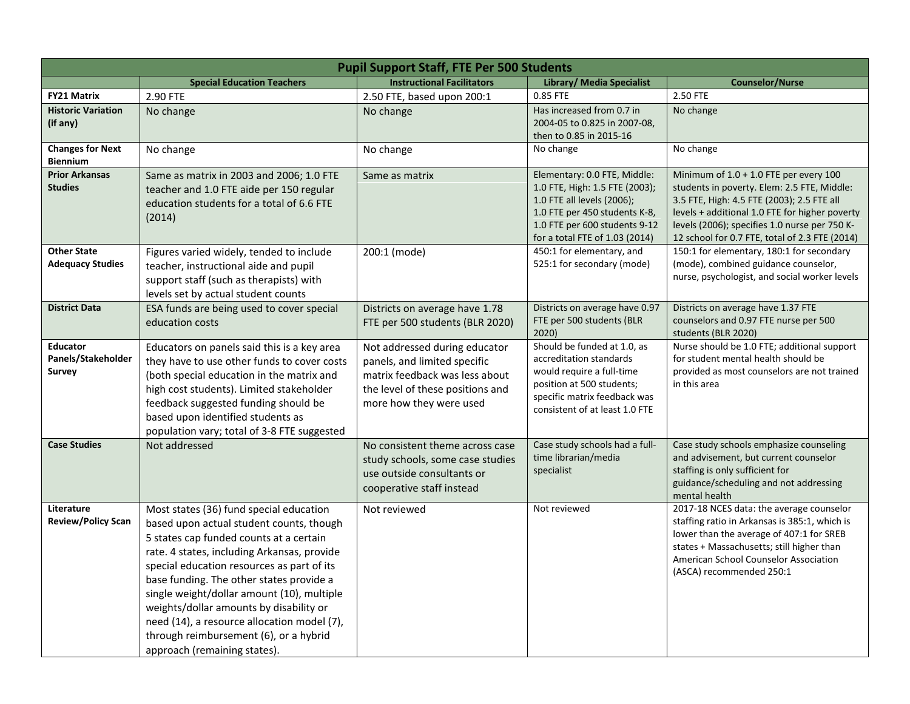| Pupil Support Staff, FTE Per 500 Students | | | | |
|---|---|---|---|---|
| | **Special Education Teachers** | **Instructional Facilitators** | **Library/ Media Specialist** | **Counselor/Nurse** |
| **FY21 Matrix** | 2.90 FTE | 2.50 FTE, based upon 200:1 | 0.85 FTE | 2.50 FTE |
| **Historic Variation (if any)** | No change | No change | Has increased from 0.7 in 2004-05 to 0.825 in 2007-08, then to 0.85 in 2015-16 | No change |
| **Changes for Next Biennium** | No change | No change | No change | No change |
| **Prior Arkansas Studies** | Same as matrix in 2003 and 2006; 1.0 FTE teacher and 1.0 FTE aide per 150 regular education students for a total of 6.6 FTE (2014) | Same as matrix | Elementary: 0.0 FTE, Middle: 1.0 FTE, High: 1.5 FTE (2003); 1.0 FTE all levels (2006); 1.0 FTE per 450 students K-8, 1.0 FTE per 600 students 9-12 for a total FTE of 1.03 (2014) | Minimum of 1.0 + 1.0 FTE per every 100 students in poverty. Elem: 2.5 FTE, Middle: 3.5 FTE, High: 4.5 FTE (2003); 2.5 FTE all levels + additional 1.0 FTE for higher poverty levels (2006); specifies 1.0 nurse per 750 K-12 school for 0.7 FTE, total of 2.3 FTE (2014) |
| **Other State Adequacy Studies** | Figures varied widely, tended to include teacher, instructional aide and pupil support staff (such as therapists) with levels set by actual student counts | 200:1 (mode) | 450:1 for elementary, and 525:1 for secondary (mode) | 150:1 for elementary, 180:1 for secondary (mode), combined guidance counselor, nurse, psychologist, and social worker levels |
| **District Data** | ESA funds are being used to cover special education costs | Districts on average have 1.78 FTE per 500 students (BLR 2020) | Districts on average have 0.97 FTE per 500 students (BLR 2020) | Districts on average have 1.37 FTE counselors and 0.97 FTE nurse per 500 students (BLR 2020) |
| **Educator Panels/Stakeholder Survey** | Educators on panels said this is a key area they have to use other funds to cover costs (both special education in the matrix and high cost students). Limited stakeholder feedback suggested funding should be based upon identified students as population vary; total of 3-8 FTE suggested | Not addressed during educator panels, and limited specific matrix feedback was less about the level of these positions and more how they were used | Should be funded at 1.0, as accreditation standards would require a full-time position at 500 students; specific matrix feedback was consistent of at least 1.0 FTE | Nurse should be 1.0 FTE; additional support for student mental health should be provided as most counselors are not trained in this area |
| **Case Studies** | Not addressed | No consistent theme across case study schools, some case studies use outside consultants or cooperative staff instead | Case study schools had a full-time librarian/media specialist | Case study schools emphasize counseling and advisement, but current counselor staffing is only sufficient for guidance/scheduling and not addressing mental health |
| **Literature Review/Policy Scan** | Most states (36) fund special education based upon actual student counts, though 5 states cap funded counts at a certain rate. 4 states, including Arkansas, provide special education resources as part of its base funding. The other states provide a single weight/dollar amount (10), multiple weights/dollar amounts by disability or need (14), a resource allocation model (7), through reimbursement (6), or a hybrid approach (remaining states). | Not reviewed | Not reviewed | 2017-18 NCES data: the average counselor staffing ratio in Arkansas is 385:1, which is lower than the average of 407:1 for SREB states + Massachusetts; still higher than American School Counselor Association (ASCA) recommended 250:1 |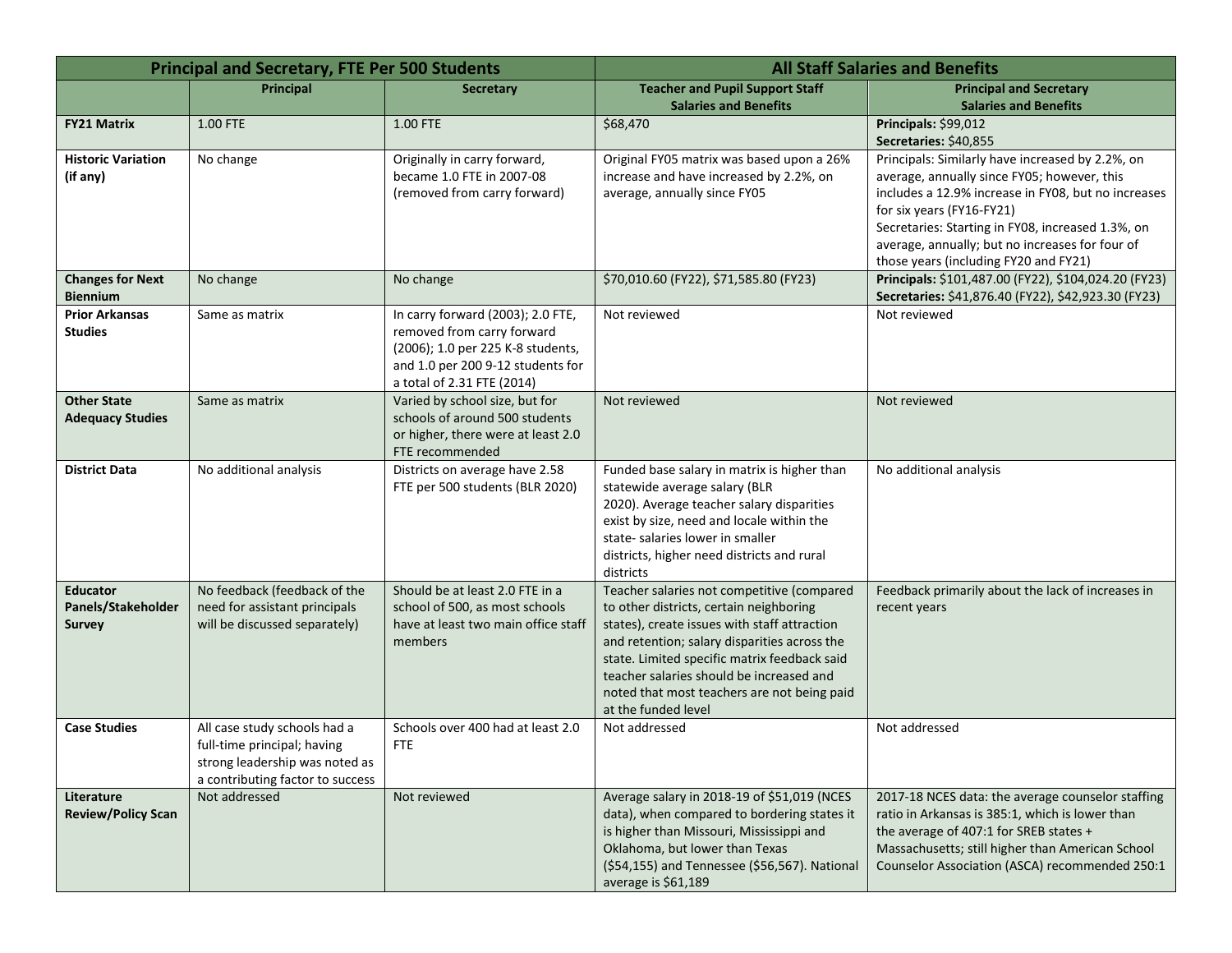| | Principal and Secretary, FTE Per 500 Students | | All Staff Salaries and Benefits | |
|---|---|---|---|---|
| | **Principal** | **Secretary** | **Teacher and Pupil Support Staff Salaries and Benefits** | **Principal and Secretary Salaries and Benefits** |
| **FY21 Matrix** | 1.00 FTE | 1.00 FTE | $68,470 | **Principals:** $99,012<br>**Secretaries:** $40,855 |
| **Historic Variation (if any)** | No change | Originally in carry forward, became 1.0 FTE in 2007-08 (removed from carry forward) | Original FY05 matrix was based upon a 26% increase and have increased by 2.2%, on average, annually since FY05 | Principals: Similarly have increased by 2.2%, on average, annually since FY05; however, this includes a 12.9% increase in FY08, but no increases for six years (FY16-FY21)<br>Secretaries: Starting in FY08, increased 1.3%, on average, annually; but no increases for four of those years (including FY20 and FY21) |
| **Changes for Next Biennium** | No change | No change | $70,010.60 (FY22), $71,585.80 (FY23) | **Principals:** $101,487.00 (FY22), $104,024.20 (FY23)<br>**Secretaries:** $41,876.40 (FY22), $42,923.30 (FY23) |
| **Prior Arkansas Studies** | Same as matrix | In carry forward (2003); 2.0 FTE, removed from carry forward (2006); 1.0 per 225 K-8 students, and 1.0 per 200 9-12 students for a total of 2.31 FTE (2014) | Not reviewed | Not reviewed |
| **Other State Adequacy Studies** | Same as matrix | Varied by school size, but for schools of around 500 students or higher, there were at least 2.0 FTE recommended | Not reviewed | Not reviewed |
| **District Data** | No additional analysis | Districts on average have 2.58 FTE per 500 students (BLR 2020) | Funded base salary in matrix is higher than statewide average salary (BLR 2020). Average teacher salary disparities exist by size, need and locale within the state- salaries lower in smaller districts, higher need districts and rural districts | No additional analysis |
| **Educator Panels/Stakeholder Survey** | No feedback (feedback of the need for assistant principals will be discussed separately) | Should be at least 2.0 FTE in a school of 500, as most schools have at least two main office staff members | Teacher salaries not competitive (compared to other districts, certain neighboring states), create issues with staff attraction and retention; salary disparities across the state. Limited specific matrix feedback said teacher salaries should be increased and noted that most teachers are not being paid at the funded level | Feedback primarily about the lack of increases in recent years |
| **Case Studies** | All case study schools had a full-time principal; having strong leadership was noted as a contributing factor to success | Schools over 400 had at least 2.0 FTE | Not addressed | Not addressed |
| **Literature Review/Policy Scan** | Not addressed | Not reviewed | Average salary in 2018-19 of $51,019 (NCES data), when compared to bordering states it is higher than Missouri, Mississippi and Oklahoma, but lower than Texas ($54,155) and Tennessee ($56,567). National average is $61,189 | 2017-18 NCES data: the average counselor staffing ratio in Arkansas is 385:1, which is lower than the average of 407:1 for SREB states + Massachusetts; still higher than American School Counselor Association (ASCA) recommended 250:1 |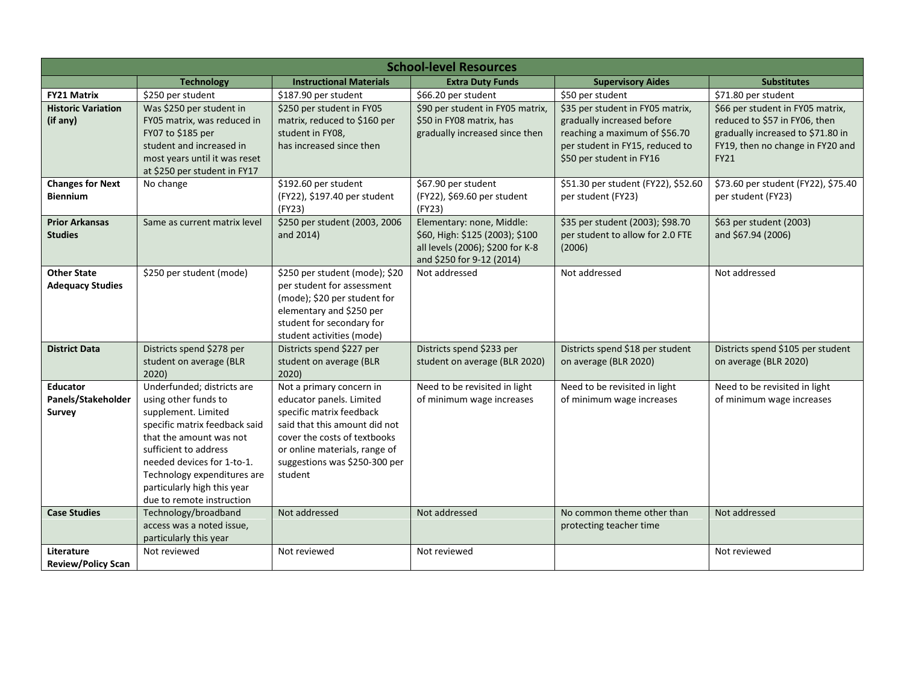| School-level Resources | | | | | |
|---|---|---|---|---|---|
| | **Technology** | **Instructional Materials** | **Extra Duty Funds** | **Supervisory Aides** | **Substitutes** |
| **FY21 Matrix** | $250 per student | $187.90 per student | $66.20 per student | $50 per student | $71.80 per student |
| **Historic Variation (if any)** | Was $250 per student in FY05 matrix, was reduced in FY07 to $185 per student and increased in most years until it was reset at $250 per student in FY17 | $250 per student in FY05 matrix, reduced to $160 per student in FY08, has increased since then | $90 per student in FY05 matrix, $50 in FY08 matrix, has gradually increased since then | $35 per student in FY05 matrix, gradually increased before reaching a maximum of $56.70 per student in FY15, reduced to $50 per student in FY16 | $66 per student in FY05 matrix, reduced to $57 in FY06, then gradually increased to $71.80 in FY19, then no change in FY20 and FY21 |
| **Changes for Next Biennium** | No change | $192.60 per student (FY22), $197.40 per student (FY23) | $67.90 per student (FY22), $69.60 per student (FY23) | $51.30 per student (FY22), $52.60 per student (FY23) | $73.60 per student (FY22), $75.40 per student (FY23) |
| **Prior Arkansas Studies** | Same as current matrix level | $250 per student (2003, 2006 and 2014) | Elementary: none, Middle: $60, High: $125 (2003); $100 all levels (2006); $200 for K-8 and $250 for 9-12 (2014) | $35 per student (2003); $98.70 per student to allow for 2.0 FTE (2006) | $63 per student (2003) and $67.94 (2006) |
| **Other State Adequacy Studies** | $250 per student (mode) | $250 per student (mode); $20 per student for assessment (mode); $20 per student for elementary and $250 per student for secondary for student activities (mode) | Not addressed | Not addressed | Not addressed |
| **District Data** | Districts spend $278 per student on average (BLR 2020) | Districts spend $227 per student on average (BLR 2020) | Districts spend $233 per student on average (BLR 2020) | Districts spend $18 per student on average (BLR 2020) | Districts spend $105 per student on average (BLR 2020) |
| **Educator Panels/Stakeholder Survey** | Underfunded; districts are using other funds to supplement. Limited specific matrix feedback said that the amount was not sufficient to address needed devices for 1-to-1. Technology expenditures are particularly high this year due to remote instruction | Not a primary concern in educator panels. Limited specific matrix feedback said that this amount did not cover the costs of textbooks or online materials, range of suggestions was $250-300 per student | Need to be revisited in light of minimum wage increases | Need to be revisited in light of minimum wage increases | Need to be revisited in light of minimum wage increases |
| **Case Studies** | Technology/broadband access was a noted issue, particularly this year | Not addressed | Not addressed | No common theme other than protecting teacher time | Not addressed |
| **Literature Review/Policy Scan** | Not reviewed | Not reviewed | Not reviewed | | Not reviewed |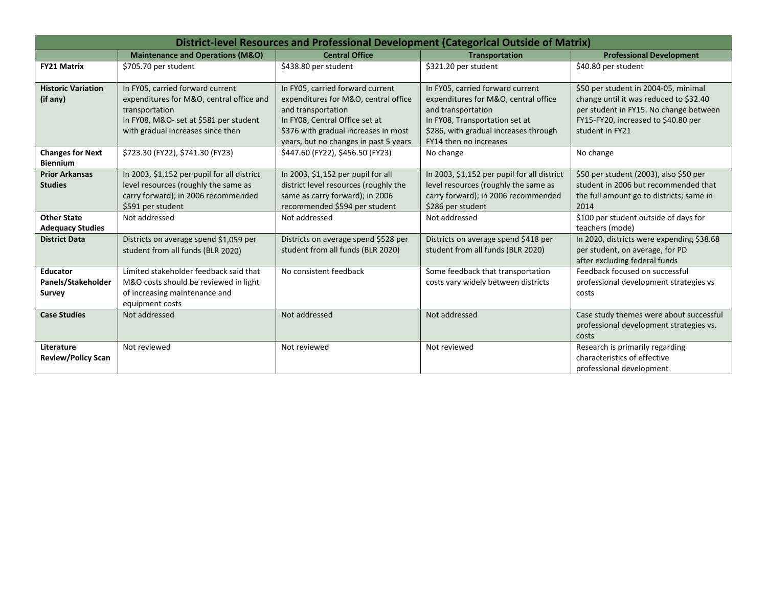| District-level Resources and Professional Development (Categorical Outside of Matrix) | | | | |
|---|---|---|---|---|
| | **Maintenance and Operations (M&O)** | **Central Office** | **Transportation** | **Professional Development** |
| **FY21 Matrix** | $705.70 per student | $438.80 per student | $321.20 per student | $40.80 per student |
| **Historic Variation (if any)** | In FY05, carried forward current expenditures for M&O, central office and transportation<br>In FY08, M&O- set at $581 per student with gradual increases since then | In FY05, carried forward current expenditures for M&O, central office and transportation<br>In FY08, Central Office set at $376 with gradual increases in most years, but no changes in past 5 years | In FY05, carried forward current expenditures for M&O, central office and transportation<br>In FY08, Transportation set at $286, with gradual increases through FY14 then no increases | $50 per student in 2004-05, minimal change until it was reduced to $32.40 per student in FY15. No change between FY15-FY20, increased to $40.80 per student in FY21 |
| **Changes for Next Biennium** | $723.30 (FY22), $741.30 (FY23) | $447.60 (FY22), $456.50 (FY23) | No change | No change |
| **Prior Arkansas Studies** | In 2003, $1,152 per pupil for all district level resources (roughly the same as carry forward); in 2006 recommended $591 per student | In 2003, $1,152 per pupil for all district level resources (roughly the same as carry forward); in 2006 recommended $594 per student | In 2003, $1,152 per pupil for all district level resources (roughly the same as carry forward); in 2006 recommended $286 per student | $50 per student (2003), also $50 per student in 2006 but recommended that the full amount go to districts; same in 2014 |
| **Other State Adequacy Studies** | Not addressed | Not addressed | Not addressed | $100 per student outside of days for teachers (mode) |
| **District Data** | Districts on average spend $1,059 per student from all funds (BLR 2020) | Districts on average spend $528 per student from all funds (BLR 2020) | Districts on average spend $418 per student from all funds (BLR 2020) | In 2020, districts were expending $38.68 per student, on average, for PD after excluding federal funds |
| **Educator Panels/Stakeholder Survey** | Limited stakeholder feedback said that M&O costs should be reviewed in light of increasing maintenance and equipment costs | No consistent feedback | Some feedback that transportation costs vary widely between districts | Feedback focused on successful professional development strategies vs costs |
| **Case Studies** | Not addressed | Not addressed | Not addressed | Case study themes were about successful professional development strategies vs. costs |
| **Literature Review/Policy Scan** | Not reviewed | Not reviewed | Not reviewed | Research is primarily regarding characteristics of effective professional development |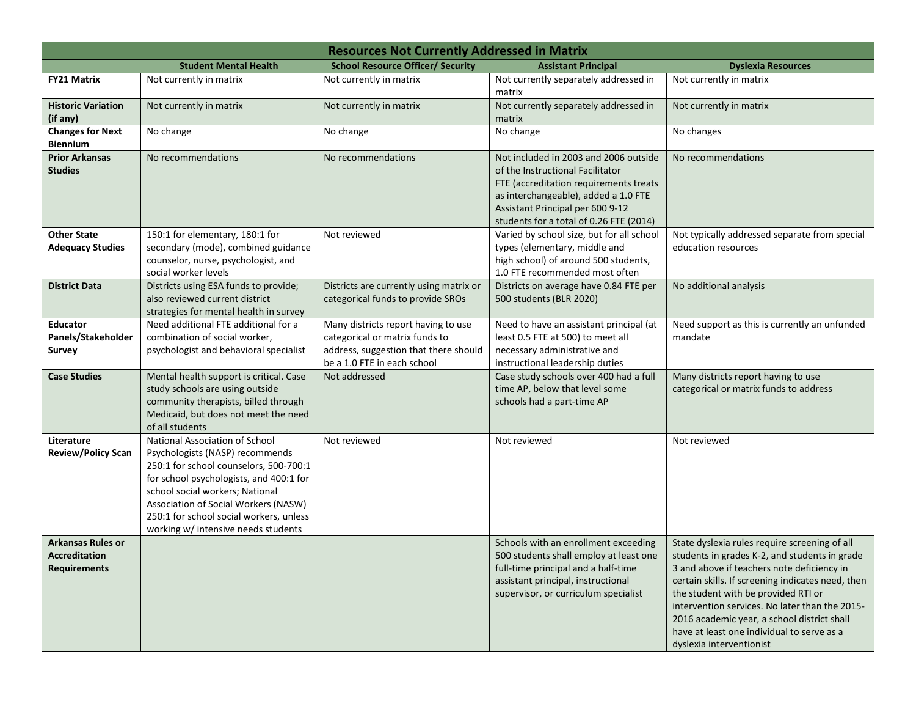| Resources Not Currently Addressed in Matrix | | | | |
|---|---|---|---|---|
| | **Student Mental Health** | **School Resource Officer/ Security** | **Assistant Principal** | **Dyslexia Resources** |
| **FY21 Matrix** | Not currently in matrix | Not currently in matrix | Not currently separately addressed in matrix | Not currently in matrix |
| **Historic Variation (if any)** | Not currently in matrix | Not currently in matrix | Not currently separately addressed in matrix | Not currently in matrix |
| **Changes for Next Biennium** | No change | No change | No change | No changes |
| **Prior Arkansas Studies** | No recommendations | No recommendations | Not included in 2003 and 2006 outside of the Instructional Facilitator FTE (accreditation requirements treats as interchangeable), added a 1.0 FTE Assistant Principal per 600 9-12 students for a total of 0.26 FTE (2014) | No recommendations |
| **Other State Adequacy Studies** | 150:1 for elementary, 180:1 for secondary (mode), combined guidance counselor, nurse, psychologist, and social worker levels | Not reviewed | Varied by school size, but for all school types (elementary, middle and high school) of around 500 students, 1.0 FTE recommended most often | Not typically addressed separate from special education resources |
| **District Data** | Districts using ESA funds to provide; also reviewed current district strategies for mental health in survey | Districts are currently using matrix or categorical funds to provide SROs | Districts on average have 0.84 FTE per 500 students (BLR 2020) | No additional analysis |
| **Educator Panels/Stakeholder Survey** | Need additional FTE additional for a combination of social worker, psychologist and behavioral specialist | Many districts report having to use categorical or matrix funds to address, suggestion that there should be a 1.0 FTE in each school | Need to have an assistant principal (at least 0.5 FTE at 500) to meet all necessary administrative and instructional leadership duties | Need support as this is currently an unfunded mandate |
| **Case Studies** | Mental health support is critical. Case study schools are using outside community therapists, billed through Medicaid, but does not meet the need of all students | Not addressed | Case study schools over 400 had a full time AP, below that level some schools had a part-time AP | Many districts report having to use categorical or matrix funds to address |
| **Literature Review/Policy Scan** | National Association of School Psychologists (NASP) recommends 250:1 for school counselors, 500-700:1 for school psychologists, and 400:1 for school social workers; National Association of Social Workers (NASW) 250:1 for school social workers, unless working w/ intensive needs students | Not reviewed | Not reviewed | Not reviewed |
| **Arkansas Rules or Accreditation Requirements** | | | Schools with an enrollment exceeding 500 students shall employ at least one full-time principal and a half-time assistant principal, instructional supervisor, or curriculum specialist | State dyslexia rules require screening of all students in grades K-2, and students in grade 3 and above if teachers note deficiency in certain skills. If screening indicates need, then the student with be provided RTI or intervention services. No later than the 2015-2016 academic year, a school district shall have at least one individual to serve as a dyslexia interventionist |